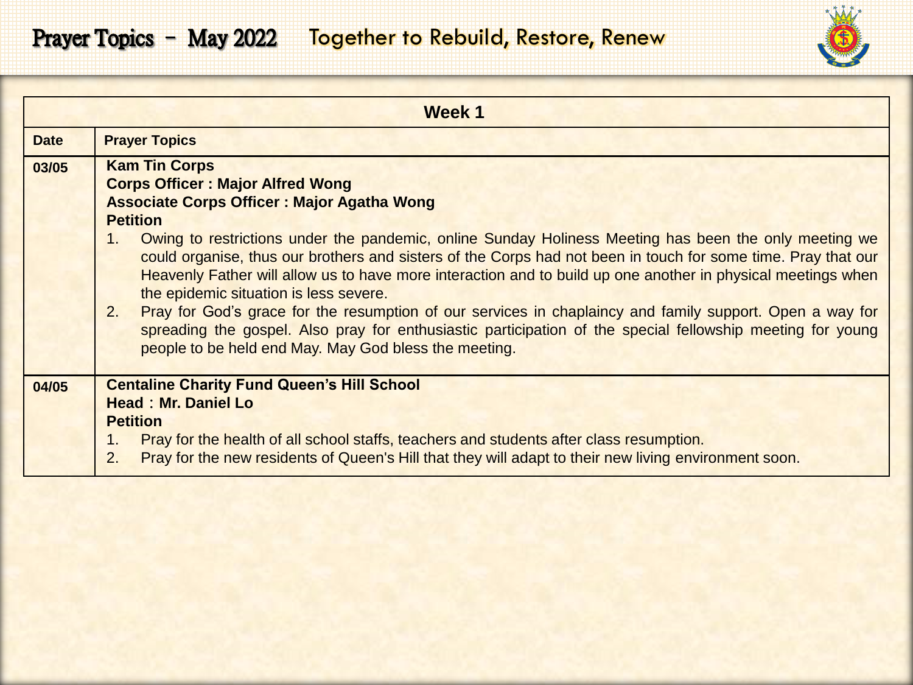# Prayer Topics – May 2022 Together to Rebuild, Restore, Renew

| Week 1 | |
|---|---|
| **Date** | **Prayer Topics** |
| **03/05** | **Kam Tin Corps**<br>**Corps Officer : Major Alfred Wong**<br>**Associate Corps Officer : Major Agatha Wong**<br>**Petition**<br>1. Owing to restrictions under the pandemic, online Sunday Holiness Meeting has been the only meeting we could organise, thus our brothers and sisters of the Corps had not been in touch for some time. Pray that our Heavenly Father will allow us to have more interaction and to build up one another in physical meetings when the epidemic situation is less severe.<br>2. Pray for God's grace for the resumption of our services in chaplaincy and family support. Open a way for spreading the gospel. Also pray for enthusiastic participation of the special fellowship meeting for young people to be held end May. May God bless the meeting. |
| **04/05** | **Centaline Charity Fund Queen's Hill School**<br>**Head：Mr. Daniel Lo**<br>**Petition**<br>1. Pray for the health of all school staffs, teachers and students after class resumption.<br>2. Pray for the new residents of Queen's Hill that they will adapt to their new living environment soon. |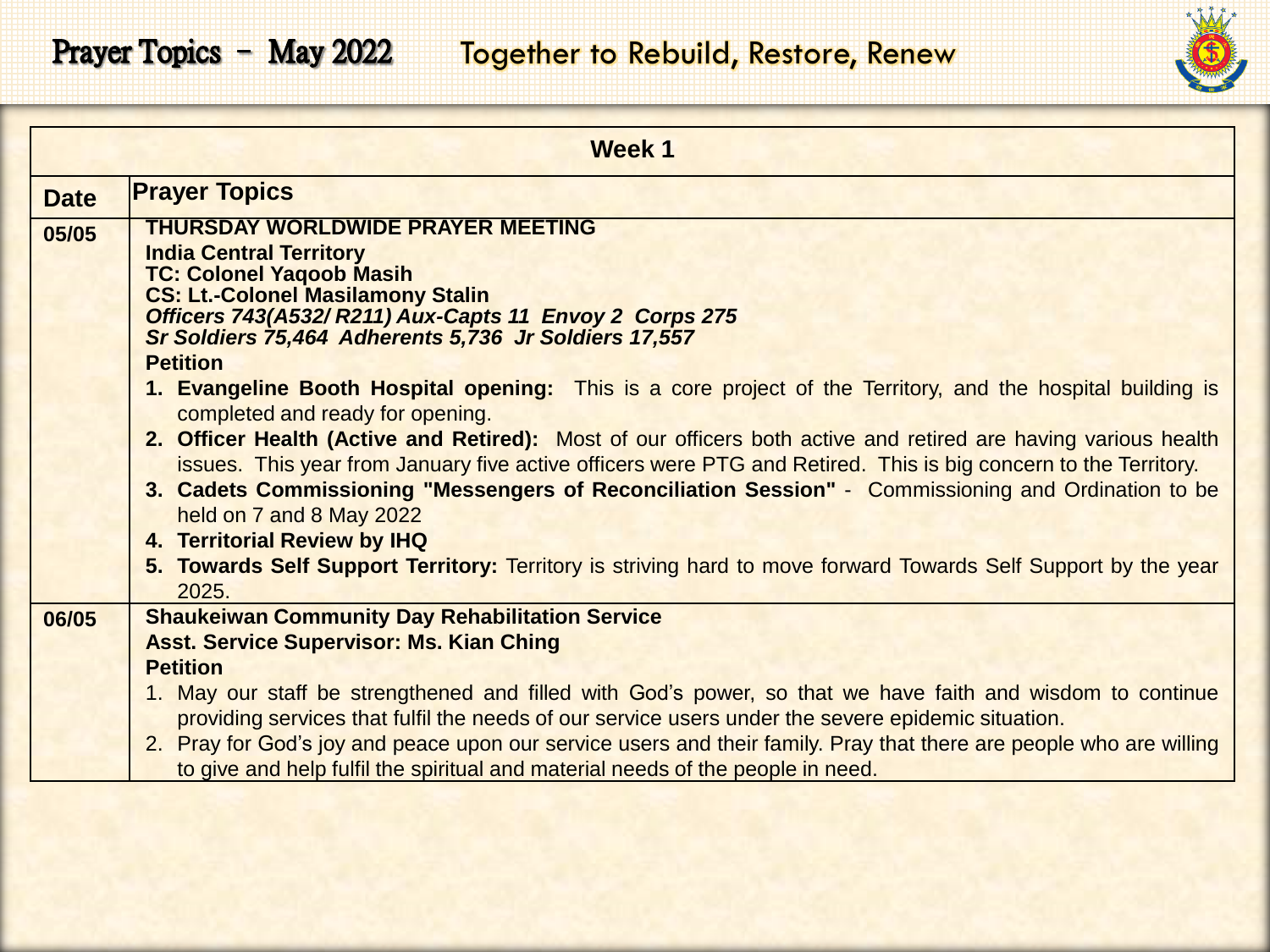# Prayer Topics – May 2022 Together to Rebuild, Restore, Renew

| Week 1 | |
|---|---|
| **Date** | **Prayer Topics** |
| **05/05** | **THURSDAY WORLDWIDE PRAYER MEETING**<br>**India Central Territory**<br>**TC: Colonel Yaqoob Masih**<br>**CS: Lt.-Colonel Masilamony Stalin**<br>***Officers 743(A532/ R211) Aux-Capts 11 Envoy 2 Corps 275***<br>***Sr Soldiers 75,464 Adherents 5,736 Jr Soldiers 17,557***<br>**Petition**<br>1. **Evangeline Booth Hospital opening:** This is a core project of the Territory, and the hospital building is completed and ready for opening.<br>2. **Officer Health (Active and Retired):** Most of our officers both active and retired are having various health issues. This year from January five active officers were PTG and Retired. This is big concern to the Territory.<br>3. **Cadets Commissioning "Messengers of Reconciliation Session"** - Commissioning and Ordination to be held on 7 and 8 May 2022<br>4. **Territorial Review by IHQ**<br>5. **Towards Self Support Territory:** Territory is striving hard to move forward Towards Self Support by the year 2025. |
| **06/05** | **Shaukeiwan Community Day Rehabilitation Service**<br>**Asst. Service Supervisor: Ms. Kian Ching**<br>**Petition**<br>1. May our staff be strengthened and filled with God's power, so that we have faith and wisdom to continue providing services that fulfil the needs of our service users under the severe epidemic situation.<br>2. Pray for God's joy and peace upon our service users and their family. Pray that there are people who are willing to give and help fulfil the spiritual and material needs of the people in need. |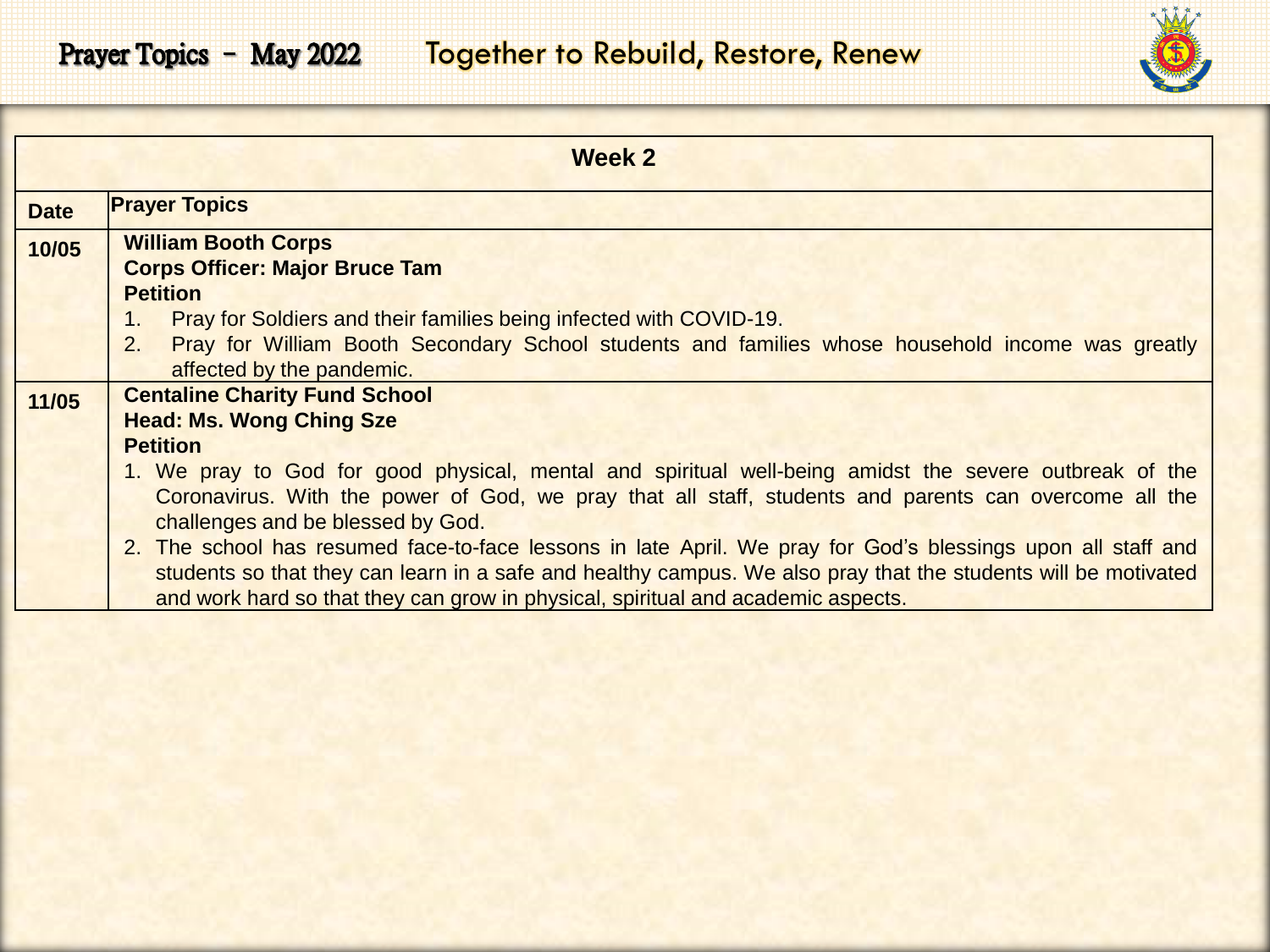# Prayer Topics - May 2022 Together to Rebuild, Restore, Renew

| Week 2 | |
|---|---|
| **Date** | **Prayer Topics** |
| **10/05** | **William Booth Corps**<br>**Corps Officer: Major Bruce Tam**<br>**Petition**<br>1. Pray for Soldiers and their families being infected with COVID-19.<br>2. Pray for William Booth Secondary School students and families whose household income was greatly affected by the pandemic. |
| **11/05** | **Centaline Charity Fund School**<br>**Head: Ms. Wong Ching Sze**<br>**Petition**<br>1. We pray to God for good physical, mental and spiritual well-being amidst the severe outbreak of the Coronavirus. With the power of God, we pray that all staff, students and parents can overcome all the challenges and be blessed by God.<br>2. The school has resumed face-to-face lessons in late April. We pray for God's blessings upon all staff and students so that they can learn in a safe and healthy campus. We also pray that the students will be motivated and work hard so that they can grow in physical, spiritual and academic aspects. |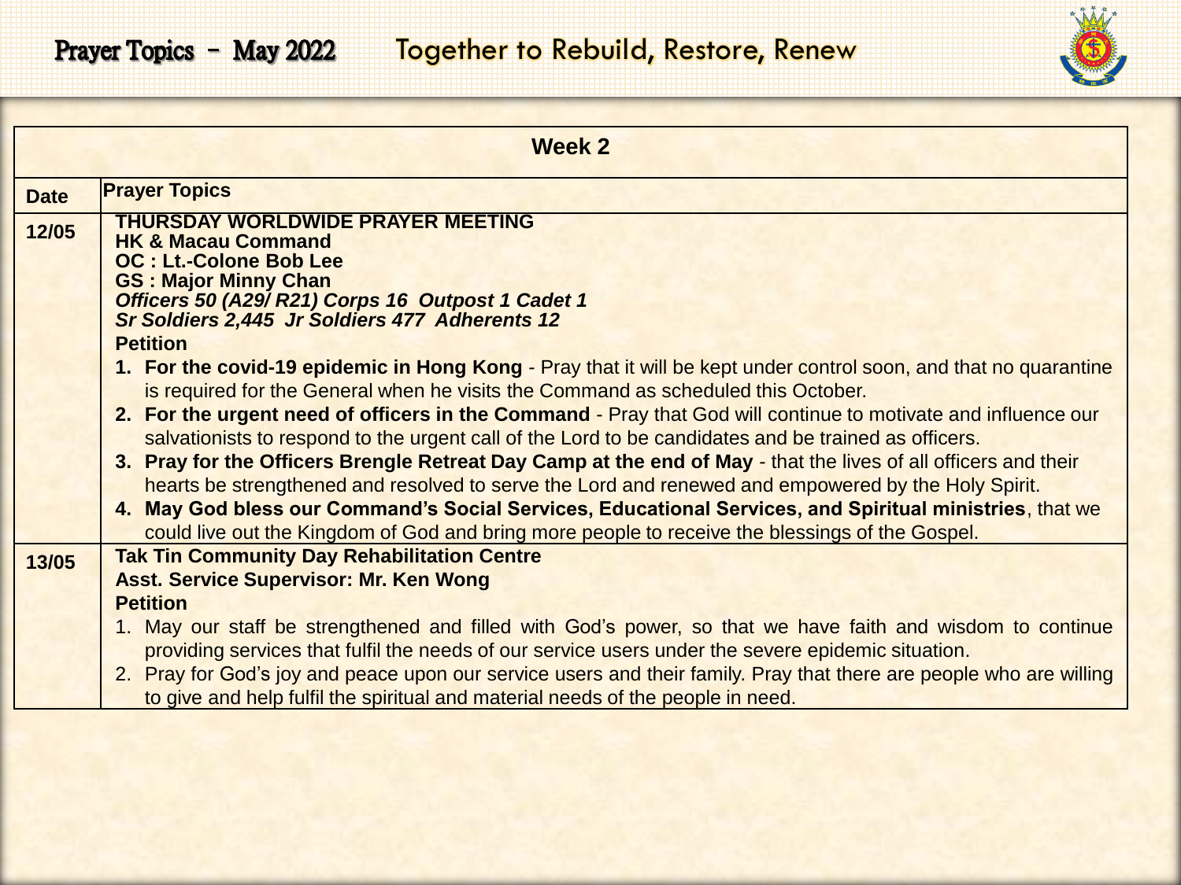# Prayer Topics – May 2022 Together to Rebuild, Restore, Renew

## Week 2

| Date | Prayer Topics |
|---|---|
| 12/05 | **THURSDAY WORLDWIDE PRAYER MEETING**<br>**HK & Macau Command**<br>**OC : Lt.-Colone Bob Lee**<br>**GS : Major Minny Chan**<br>***Officers 50 (A29/ R21) Corps 16 Outpost 1 Cadet 1***<br>***Sr Soldiers 2,445 Jr Soldiers 477 Adherents 12***<br>**Petition**<br>1. **For the covid-19 epidemic in Hong Kong** - Pray that it will be kept under control soon, and that no quarantine is required for the General when he visits the Command as scheduled this October.<br>2. **For the urgent need of officers in the Command** - Pray that God will continue to motivate and influence our salvationists to respond to the urgent call of the Lord to be candidates and be trained as officers.<br>3. **Pray for the Officers Brengle Retreat Day Camp at the end of May** - that the lives of all officers and their hearts be strengthened and resolved to serve the Lord and renewed and empowered by the Holy Spirit.<br>4. **May God bless our Command's Social Services, Educational Services, and Spiritual ministries**, that we could live out the Kingdom of God and bring more people to receive the blessings of the Gospel. |
| 13/05 | **Tak Tin Community Day Rehabilitation Centre**<br>**Asst. Service Supervisor: Mr. Ken Wong**<br>**Petition**<br>1. May our staff be strengthened and filled with God's power, so that we have faith and wisdom to continue providing services that fulfil the needs of our service users under the severe epidemic situation.<br>2. Pray for God's joy and peace upon our service users and their family. Pray that there are people who are willing to give and help fulfil the spiritual and material needs of the people in need. |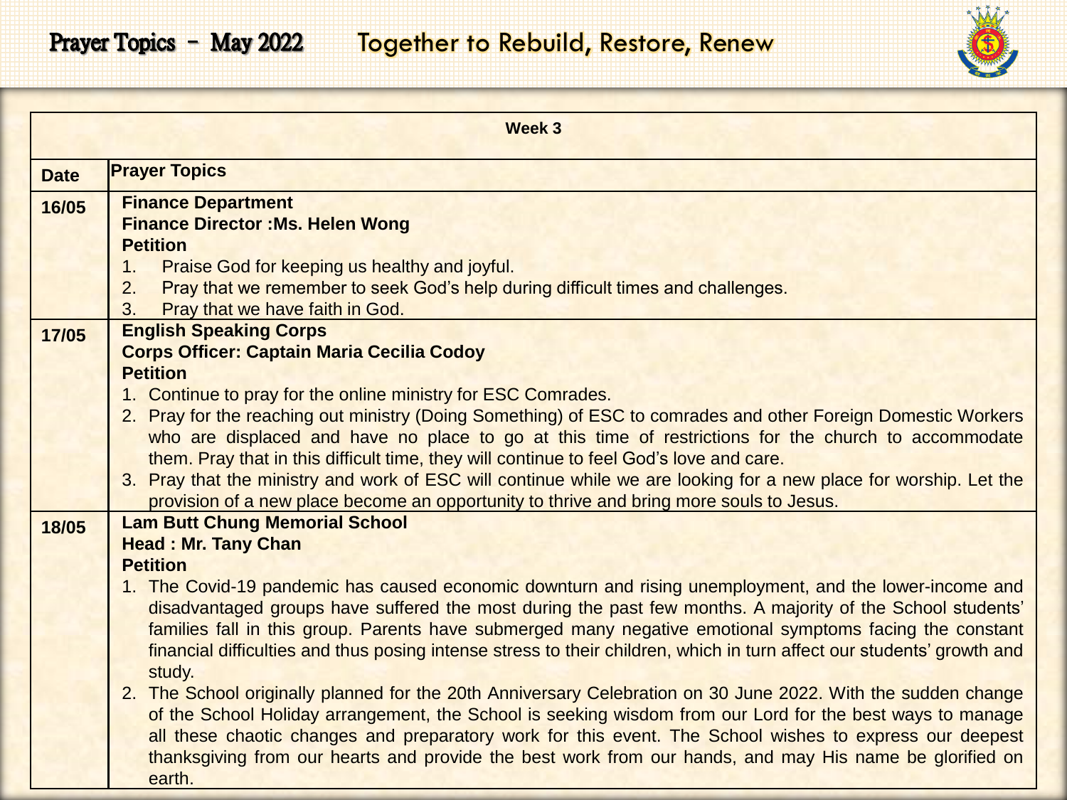# Prayer Topics – May 2022 Together to Rebuild, Restore, Renew

| Week 3 | |
|---|---|
| **Date** | **Prayer Topics** |
| **16/05** | **Finance Department**<br>**Finance Director :Ms. Helen Wong**<br>**Petition**<br>1. Praise God for keeping us healthy and joyful.<br>2. Pray that we remember to seek God's help during difficult times and challenges.<br>3. Pray that we have faith in God. |
| **17/05** | **English Speaking Corps**<br>**Corps Officer: Captain Maria Cecilia Codoy**<br>**Petition**<br>1. Continue to pray for the online ministry for ESC Comrades.<br>2. Pray for the reaching out ministry (Doing Something) of ESC to comrades and other Foreign Domestic Workers who are displaced and have no place to go at this time of restrictions for the church to accommodate them. Pray that in this difficult time, they will continue to feel God's love and care.<br>3. Pray that the ministry and work of ESC will continue while we are looking for a new place for worship. Let the provision of a new place become an opportunity to thrive and bring more souls to Jesus. |
| **18/05** | **Lam Butt Chung Memorial School**<br>**Head : Mr. Tany Chan**<br>**Petition**<br>1. The Covid-19 pandemic has caused economic downturn and rising unemployment, and the lower-income and disadvantaged groups have suffered the most during the past few months. A majority of the School students' families fall in this group. Parents have submerged many negative emotional symptoms facing the constant financial difficulties and thus posing intense stress to their children, which in turn affect our students' growth and study.<br>2. The School originally planned for the 20th Anniversary Celebration on 30 June 2022. With the sudden change of the School Holiday arrangement, the School is seeking wisdom from our Lord for the best ways to manage all these chaotic changes and preparatory work for this event. The School wishes to express our deepest thanksgiving from our hearts and provide the best work from our hands, and may His name be glorified on earth. |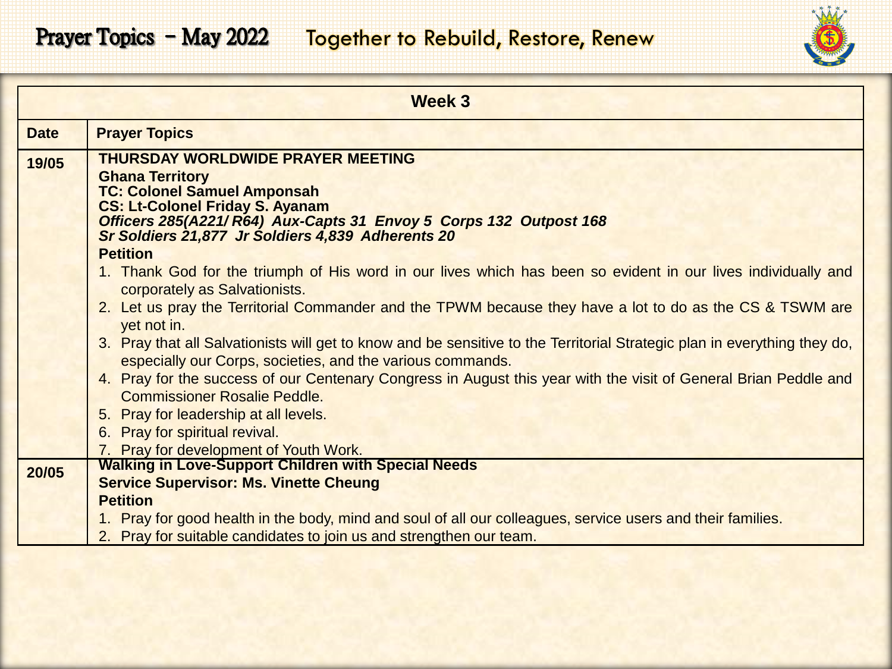# Prayer Topics – May 2022 Together to Rebuild, Restore, Renew

| Week 3 | |
|---|---|
| **Date** | **Prayer Topics** |
| **19/05** | **THURSDAY WORLDWIDE PRAYER MEETING**<br>**Ghana Territory**<br>**TC: Colonel Samuel Amponsah**<br>**CS: Lt-Colonel Friday S. Ayanam**<br>***Officers 285(A221/ R64) Aux-Capts 31 Envoy 5 Corps 132 Outpost 168***<br>***Sr Soldiers 21,877 Jr Soldiers 4,839 Adherents 20***<br>**Petition**<br>1. Thank God for the triumph of His word in our lives which has been so evident in our lives individually and corporately as Salvationists.<br>2. Let us pray the Territorial Commander and the TPWM because they have a lot to do as the CS & TSWM are yet not in.<br>3. Pray that all Salvationists will get to know and be sensitive to the Territorial Strategic plan in everything they do, especially our Corps, societies, and the various commands.<br>4. Pray for the success of our Centenary Congress in August this year with the visit of General Brian Peddle and Commissioner Rosalie Peddle.<br>5. Pray for leadership at all levels.<br>6. Pray for spiritual revival.<br>7. Pray for development of Youth Work. |
| **20/05** | **Walking in Love-Support Children with Special Needs**<br>**Service Supervisor: Ms. Vinette Cheung**<br>**Petition**<br>1. Pray for good health in the body, mind and soul of all our colleagues, service users and their families.<br>2. Pray for suitable candidates to join us and strengthen our team. |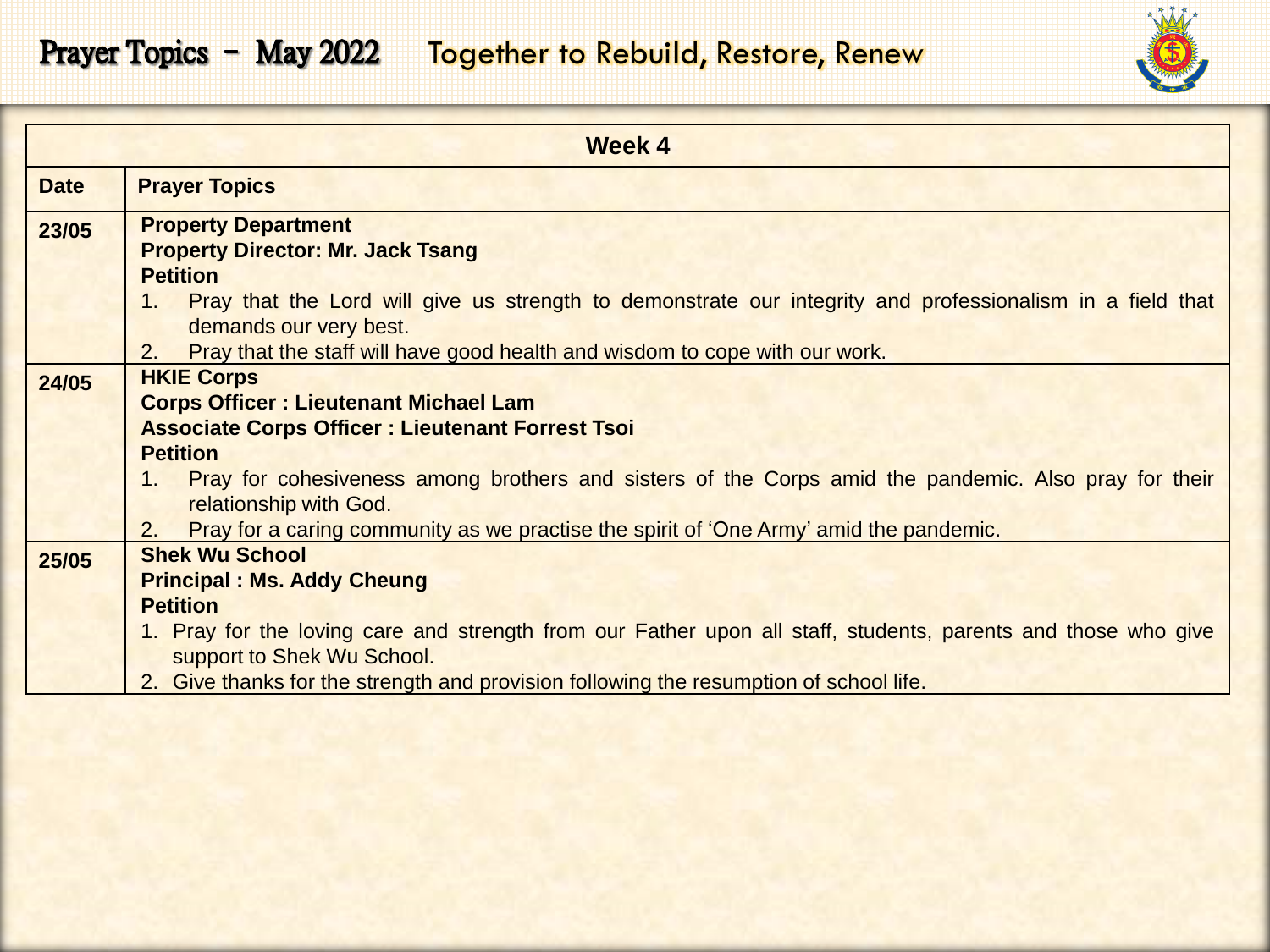# Prayer Topics – May 2022 Together to Rebuild, Restore, Renew

| Week 4 | |
|---|---|
| **Date** | **Prayer Topics** |
| **23/05** | **Property Department**<br>**Property Director: Mr. Jack Tsang**<br>**Petition**<br>1. Pray that the Lord will give us strength to demonstrate our integrity and professionalism in a field that demands our very best.<br>2. Pray that the staff will have good health and wisdom to cope with our work. |
| **24/05** | **HKIE Corps**<br>**Corps Officer : Lieutenant Michael Lam**<br>**Associate Corps Officer : Lieutenant Forrest Tsoi**<br>**Petition**<br>1. Pray for cohesiveness among brothers and sisters of the Corps amid the pandemic. Also pray for their relationship with God.<br>2. Pray for a caring community as we practise the spirit of 'One Army' amid the pandemic. |
| **25/05** | **Shek Wu School**<br>**Principal : Ms. Addy Cheung**<br>**Petition**<br>1. Pray for the loving care and strength from our Father upon all staff, students, parents and those who give support to Shek Wu School.<br>2. Give thanks for the strength and provision following the resumption of school life. |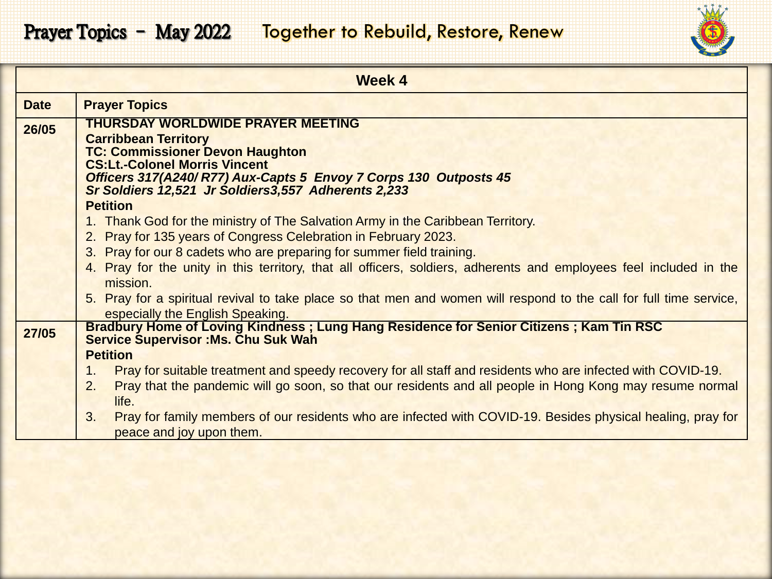# Prayer Topics – May 2022 Together to Rebuild, Restore, Renew

| Week 4 | |
|---|---|
| **Date** | **Prayer Topics** |
| **26/05** | **THURSDAY WORLDWIDE PRAYER MEETING**<br>**Carribbean Territory**<br>**TC: Commissioner Devon Haughton**<br>**CS:Lt.-Colonel Morris Vincent**<br>***Officers 317(A240/ R77) Aux-Capts 5 Envoy 7 Corps 130 Outposts 45***<br>***Sr Soldiers 12,521 Jr Soldiers3,557 Adherents 2,233***<br>**Petition**<br>1. Thank God for the ministry of The Salvation Army in the Caribbean Territory.<br>2. Pray for 135 years of Congress Celebration in February 2023.<br>3. Pray for our 8 cadets who are preparing for summer field training.<br>4. Pray for the unity in this territory, that all officers, soldiers, adherents and employees feel included in the mission.<br>5. Pray for a spiritual revival to take place so that men and women will respond to the call for full time service, especially the English Speaking. |
| **27/05** | **Bradbury Home of Loving Kindness ; Lung Hang Residence for Senior Citizens ; Kam Tin RSC**<br>**Service Supervisor :Ms. Chu Suk Wah**<br>**Petition**<br>1. Pray for suitable treatment and speedy recovery for all staff and residents who are infected with COVID-19.<br>2. Pray that the pandemic will go soon, so that our residents and all people in Hong Kong may resume normal life.<br>3. Pray for family members of our residents who are infected with COVID-19. Besides physical healing, pray for peace and joy upon them. |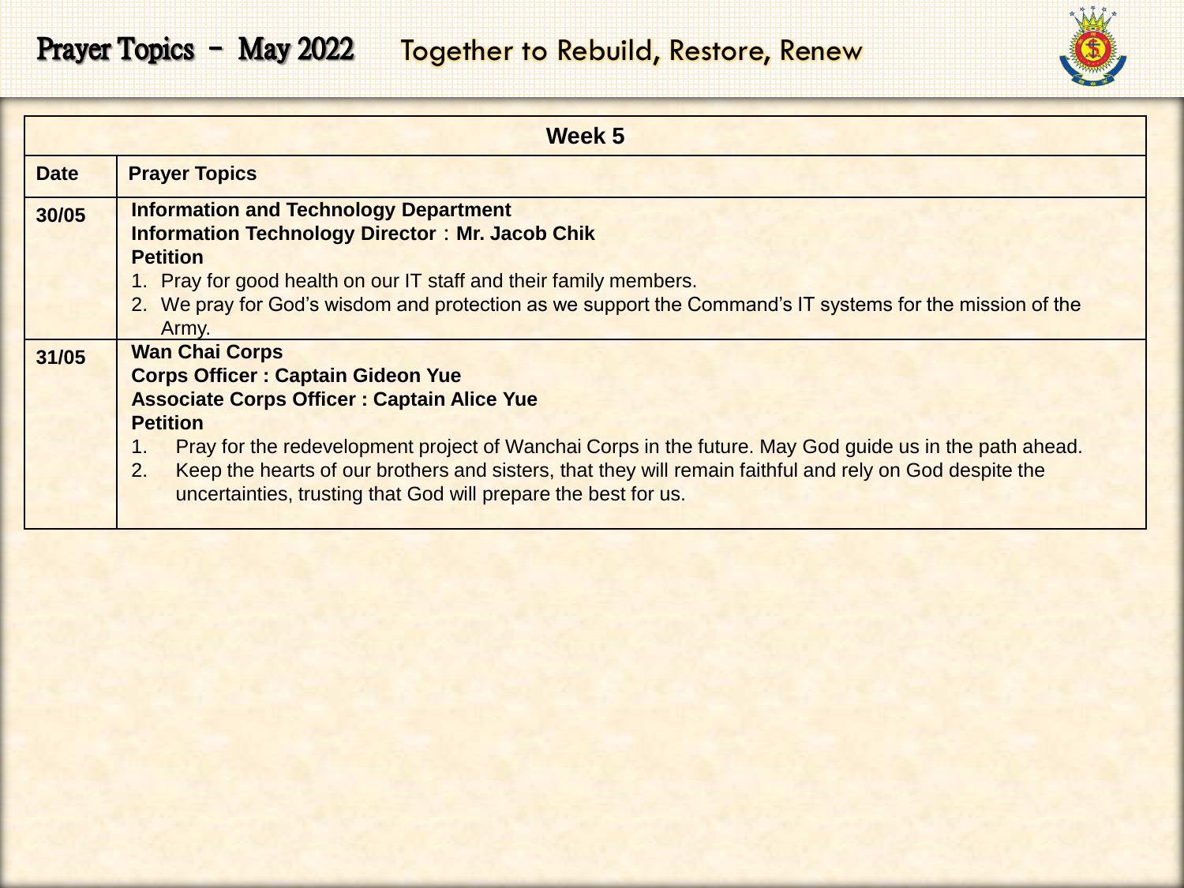# Prayer Topics – May 2022 Together to Rebuild, Restore, Renew

| Week 5 | |
|---|---|
| **Date** | **Prayer Topics** |
| **30/05** | **Information and Technology Department**<br>**Information Technology Director：Mr. Jacob Chik**<br>**Petition**<br>1. Pray for good health on our IT staff and their family members.<br>2. We pray for God's wisdom and protection as we support the Command's IT systems for the mission of the Army. |
| **31/05** | **Wan Chai Corps**<br>**Corps Officer : Captain Gideon Yue**<br>**Associate Corps Officer : Captain Alice Yue**<br>**Petition**<br>1. Pray for the redevelopment project of Wanchai Corps in the future. May God guide us in the path ahead.<br>2. Keep the hearts of our brothers and sisters, that they will remain faithful and rely on God despite the uncertainties, trusting that God will prepare the best for us. |